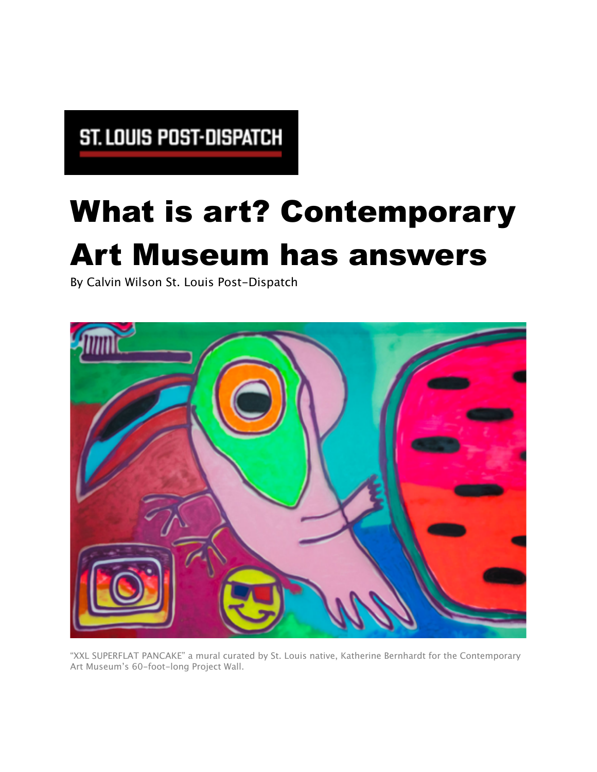ST. LOUIS POST-DISPATCH

# What is art? Contemporary Art Museum has answers

By Calvin Wilson St. Louis Post-Dispatch

“XXL SUPERFLAT PANCAKE” a mural curated by St. Louis native, Katherine Bernhardt for the Contemporary Art Museum’s 60-foot-long Project Wall.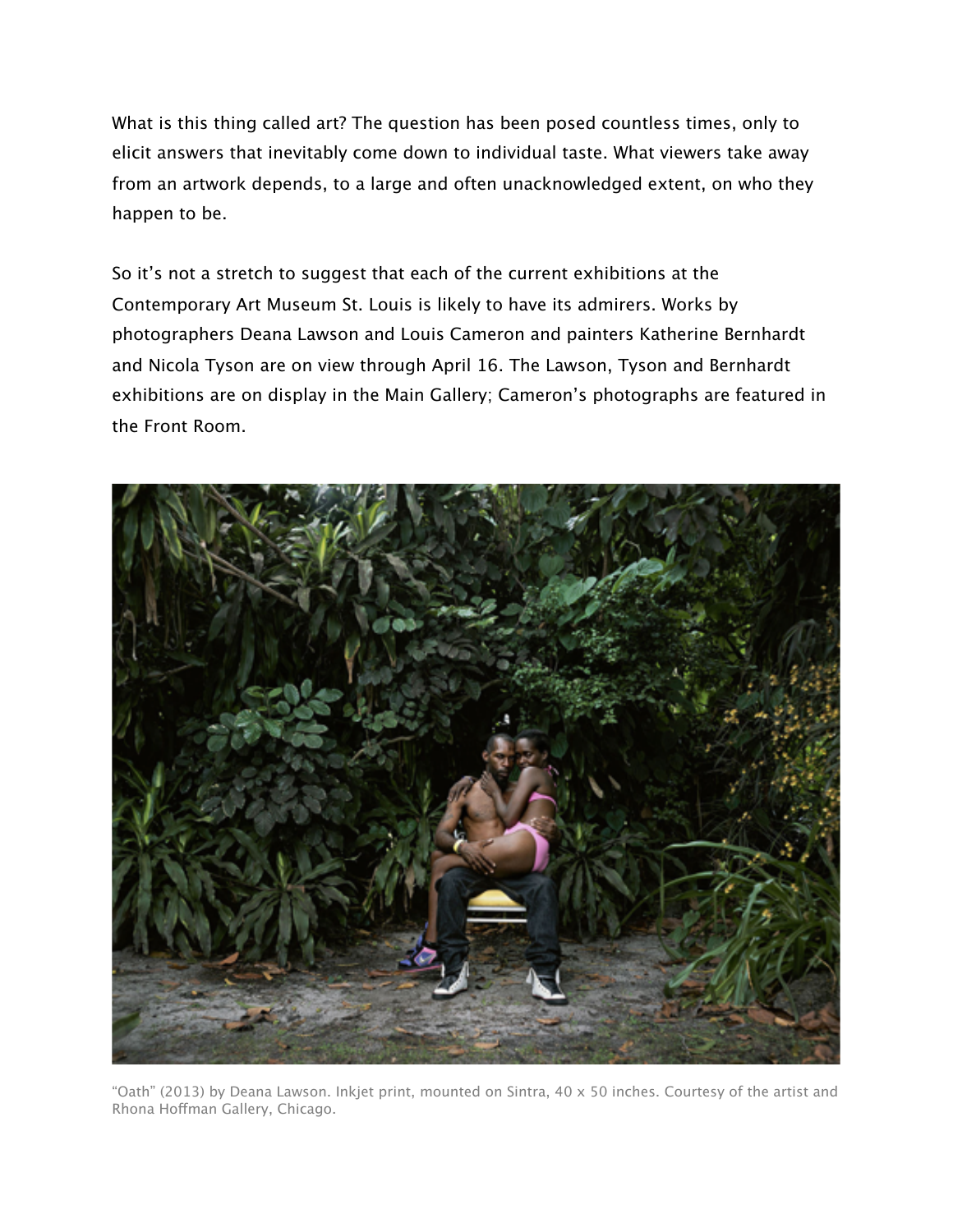What is this thing called art? The question has been posed countless times, only to elicit answers that inevitably come down to individual taste. What viewers take away from an artwork depends, to a large and often unacknowledged extent, on who they happen to be.

So it's not a stretch to suggest that each of the current exhibitions at the Contemporary Art Museum St. Louis is likely to have its admirers. Works by photographers Deana Lawson and Louis Cameron and painters Katherine Bernhardt and Nicola Tyson are on view through April 16. The Lawson, Tyson and Bernhardt exhibitions are on display in the Main Gallery; Cameron's photographs are featured in the Front Room.

"Oath" (2013) by Deana Lawson. Inkjet print, mounted on Sintra, 40 x 50 inches. Courtesy of the artist and Rhona Hoffman Gallery, Chicago.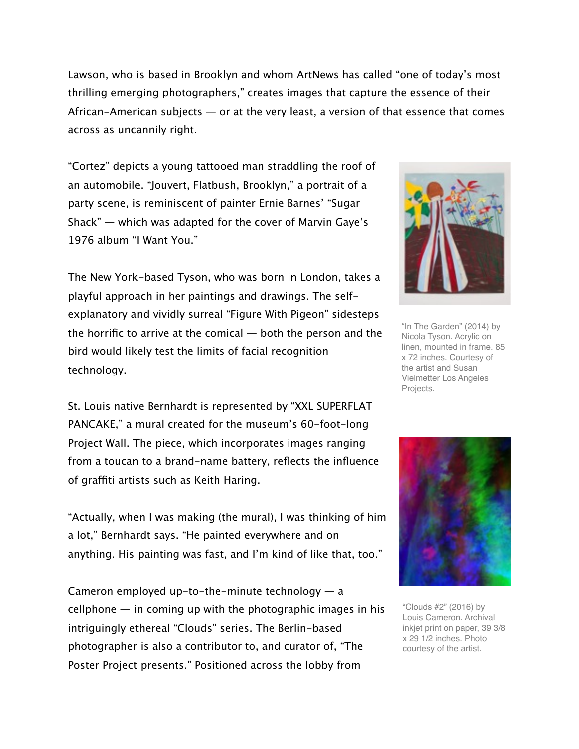Lawson, who is based in Brooklyn and whom ArtNews has called "one of today's most thrilling emerging photographers," creates images that capture the essence of their African-American subjects — or at the very least, a version of that essence that comes across as uncannily right.

"Cortez" depicts a young tattooed man straddling the roof of an automobile. "Jouvert, Flatbush, Brooklyn," a portrait of a party scene, is reminiscent of painter Ernie Barnes' "Sugar Shack" — which was adapted for the cover of Marvin Gaye's 1976 album "I Want You."

The New York-based Tyson, who was born in London, takes a playful approach in her paintings and drawings. The self-explanatory and vividly surreal "Figure With Pigeon" sidesteps the horrific to arrive at the comical — both the person and the bird would likely test the limits of facial recognition technology.

"In The Garden" (2014) by Nicola Tyson. Acrylic on linen, mounted in frame. 85 x 72 inches. Courtesy of the artist and Susan Vielmetter Los Angeles Projects.

St. Louis native Bernhardt is represented by "XXL SUPERFLAT PANCAKE," a mural created for the museum's 60-foot-long Project Wall. The piece, which incorporates images ranging from a toucan to a brand-name battery, reflects the influence of graffiti artists such as Keith Haring.

"Actually, when I was making (the mural), I was thinking of him a lot," Bernhardt says. "He painted everywhere and on anything. His painting was fast, and I'm kind of like that, too."

Cameron employed up-to-the-minute technology — a cellphone — in coming up with the photographic images in his intriguingly ethereal "Clouds" series. The Berlin-based photographer is also a contributor to, and curator of, "The Poster Project presents." Positioned across the lobby from

"Clouds #2" (2016) by Louis Cameron. Archival inkjet print on paper, 39 3/8 x 29 1/2 inches. Photo courtesy of the artist.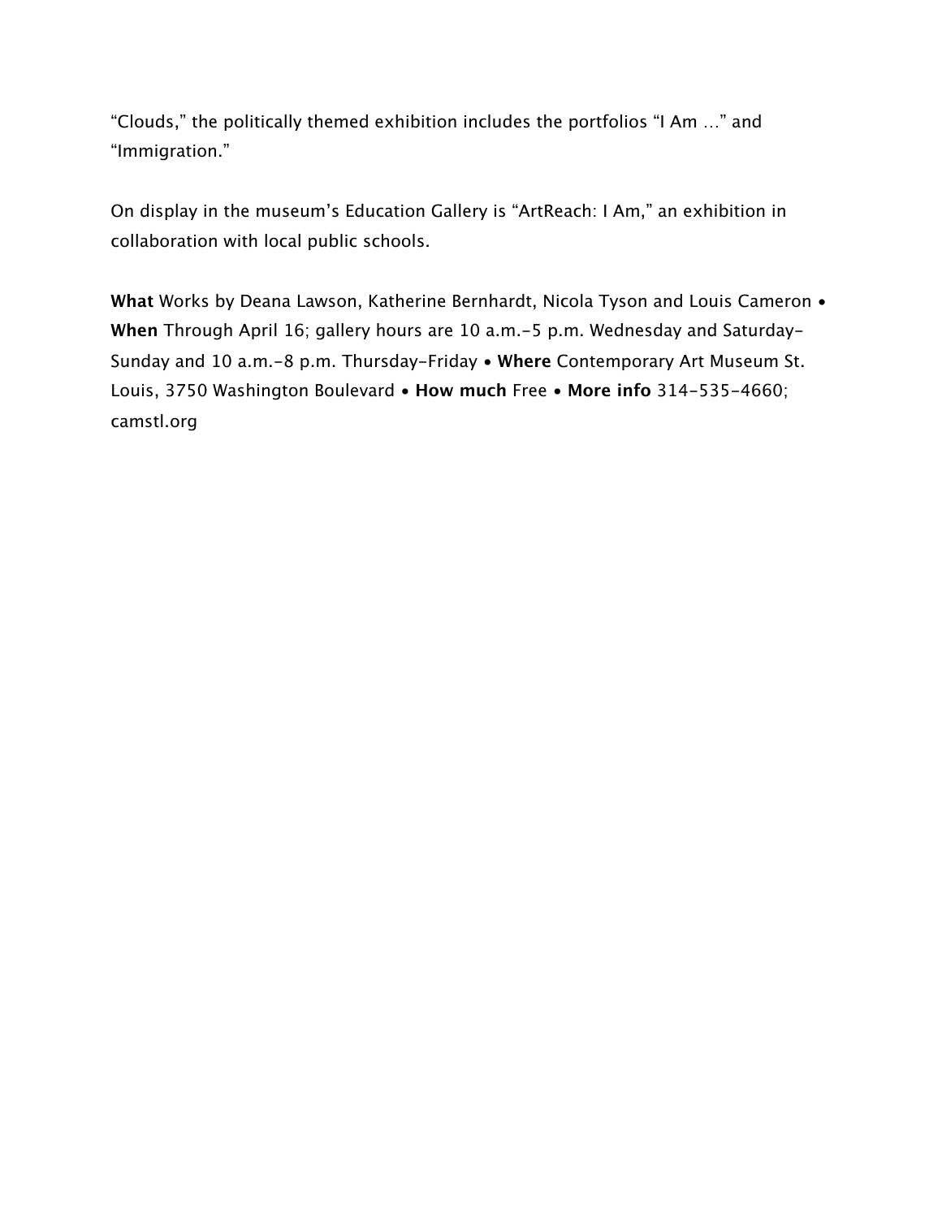"Clouds," the politically themed exhibition includes the portfolios "I Am …" and "Immigration."

On display in the museum's Education Gallery is "ArtReach: I Am," an exhibition in collaboration with local public schools.

**What** Works by Deana Lawson, Katherine Bernhardt, Nicola Tyson and Louis Cameron • **When** Through April 16; gallery hours are 10 a.m.–5 p.m. Wednesday and Saturday–Sunday and 10 a.m.–8 p.m. Thursday–Friday • **Where** Contemporary Art Museum St. Louis, 3750 Washington Boulevard • **How much** Free • **More info** 314-535-4660; camstl.org